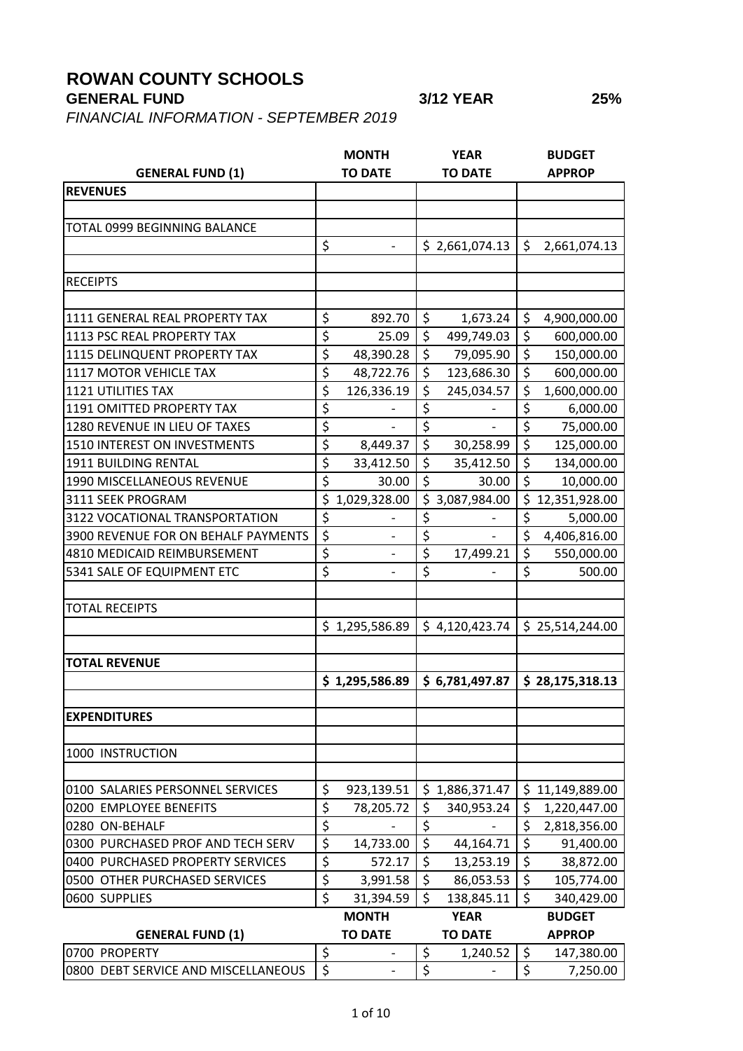# ROWAN COUNTY SCHOOLS

**GENERAL FUND** **3/12 YEAR** **25%**

*FINANCIAL INFORMATION - SEPTEMBER 2019*

| GENERAL FUND (1) | MONTH TO DATE | YEAR TO DATE | BUDGET APPROP |
|---|---|---|---|
| **REVENUES** | | | |
| | | | |
| TOTAL 0999 BEGINNING BALANCE | | | |
| | $ - | $ 2,661,074.13 | $ 2,661,074.13 |
| | | | |
| RECEIPTS | | | |
| | | | |
| 1111 GENERAL REAL PROPERTY TAX | $ 892.70 | $ 1,673.24 | $ 4,900,000.00 |
| 1113 PSC REAL PROPERTY TAX | $ 25.09 | $ 499,749.03 | $ 600,000.00 |
| 1115 DELINQUENT PROPERTY TAX | $ 48,390.28 | $ 79,095.90 | $ 150,000.00 |
| 1117 MOTOR VEHICLE TAX | $ 48,722.76 | $ 123,686.30 | $ 600,000.00 |
| 1121 UTILITIES TAX | $ 126,336.19 | $ 245,034.57 | $ 1,600,000.00 |
| 1191 OMITTED PROPERTY TAX | $ - | $ - | $ 6,000.00 |
| 1280 REVENUE IN LIEU OF TAXES | $ - | $ - | $ 75,000.00 |
| 1510 INTEREST ON INVESTMENTS | $ 8,449.37 | $ 30,258.99 | $ 125,000.00 |
| 1911 BUILDING RENTAL | $ 33,412.50 | $ 35,412.50 | $ 134,000.00 |
| 1990 MISCELLANEOUS REVENUE | $ 30.00 | $ 30.00 | $ 10,000.00 |
| 3111 SEEK PROGRAM | $ 1,029,328.00 | $ 3,087,984.00 | $ 12,351,928.00 |
| 3122 VOCATIONAL TRANSPORTATION | $ - | $ - | $ 5,000.00 |
| 3900 REVENUE FOR ON BEHALF PAYMENTS | $ - | $ - | $ 4,406,816.00 |
| 4810 MEDICAID REIMBURSEMENT | $ - | $ 17,499.21 | $ 550,000.00 |
| 5341 SALE OF EQUIPMENT ETC | $ - | $ - | $ 500.00 |
| | | | |
| TOTAL RECEIPTS | | | |
| | $ 1,295,586.89 | $ 4,120,423.74 | $ 25,514,244.00 |
| | | | |
| **TOTAL REVENUE** | | | |
| | **$ 1,295,586.89** | **$ 6,781,497.87** | **$ 28,175,318.13** |
| | | | |
| **EXPENDITURES** | | | |
| | | | |
| 1000 INSTRUCTION | | | |
| | | | |
| 0100 SALARIES PERSONNEL SERVICES | $ 923,139.51 | $ 1,886,371.47 | $ 11,149,889.00 |
| 0200 EMPLOYEE BENEFITS | $ 78,205.72 | $ 340,953.24 | $ 1,220,447.00 |
| 0280 ON-BEHALF | $ - | $ - | $ 2,818,356.00 |
| 0300 PURCHASED PROF AND TECH SERV | $ 14,733.00 | $ 44,164.71 | $ 91,400.00 |
| 0400 PURCHASED PROPERTY SERVICES | $ 572.17 | $ 13,253.19 | $ 38,872.00 |
| 0500 OTHER PURCHASED SERVICES | $ 3,991.58 | $ 86,053.53 | $ 105,774.00 |
| 0600 SUPPLIES | $ 31,394.59 | $ 138,845.11 | $ 340,429.00 |
| 0700 PROPERTY | $ - | $ 1,240.52 | $ 147,380.00 |
| 0800 DEBT SERVICE AND MISCELLANEOUS | $ - | $ - | $ 7,250.00 |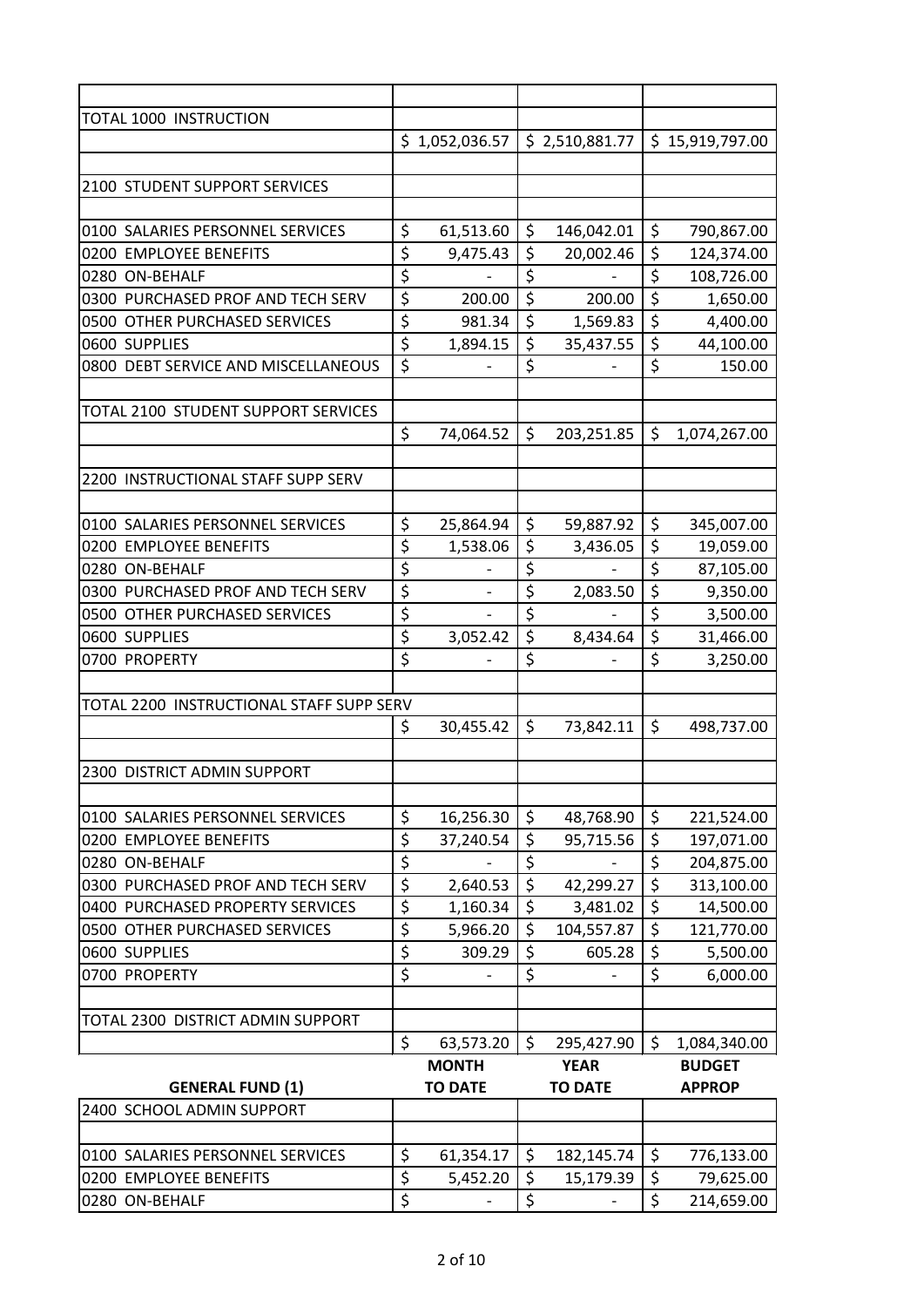| | | | |
|---|---|---|---|
| TOTAL 1000 INSTRUCTION | | | |
| | $ 1,052,036.57 | $ 2,510,881.77 | $ 15,919,797.00 |
| | | | |
| 2100 STUDENT SUPPORT SERVICES | | | |
| | | | |
| 0100 SALARIES PERSONNEL SERVICES | $ 61,513.60 | $ 146,042.01 | $ 790,867.00 |
| 0200 EMPLOYEE BENEFITS | $ 9,475.43 | $ 20,002.46 | $ 124,374.00 |
| 0280 ON-BEHALF | $ - | $ - | $ 108,726.00 |
| 0300 PURCHASED PROF AND TECH SERV | $ 200.00 | $ 200.00 | $ 1,650.00 |
| 0500 OTHER PURCHASED SERVICES | $ 981.34 | $ 1,569.83 | $ 4,400.00 |
| 0600 SUPPLIES | $ 1,894.15 | $ 35,437.55 | $ 44,100.00 |
| 0800 DEBT SERVICE AND MISCELLANEOUS | $ - | $ - | $ 150.00 |
| | | | |
| TOTAL 2100 STUDENT SUPPORT SERVICES | | | |
| | $ 74,064.52 | $ 203,251.85 | $ 1,074,267.00 |
| | | | |
| 2200 INSTRUCTIONAL STAFF SUPP SERV | | | |
| | | | |
| 0100 SALARIES PERSONNEL SERVICES | $ 25,864.94 | $ 59,887.92 | $ 345,007.00 |
| 0200 EMPLOYEE BENEFITS | $ 1,538.06 | $ 3,436.05 | $ 19,059.00 |
| 0280 ON-BEHALF | $ - | $ - | $ 87,105.00 |
| 0300 PURCHASED PROF AND TECH SERV | $ - | $ 2,083.50 | $ 9,350.00 |
| 0500 OTHER PURCHASED SERVICES | $ - | $ - | $ 3,500.00 |
| 0600 SUPPLIES | $ 3,052.42 | $ 8,434.64 | $ 31,466.00 |
| 0700 PROPERTY | $ - | $ - | $ 3,250.00 |
| | | | |
| TOTAL 2200 INSTRUCTIONAL STAFF SUPP SERV | | | |
| | $ 30,455.42 | $ 73,842.11 | $ 498,737.00 |
| | | | |
| 2300 DISTRICT ADMIN SUPPORT | | | |
| | | | |
| 0100 SALARIES PERSONNEL SERVICES | $ 16,256.30 | $ 48,768.90 | $ 221,524.00 |
| 0200 EMPLOYEE BENEFITS | $ 37,240.54 | $ 95,715.56 | $ 197,071.00 |
| 0280 ON-BEHALF | $ - | $ - | $ 204,875.00 |
| 0300 PURCHASED PROF AND TECH SERV | $ 2,640.53 | $ 42,299.27 | $ 313,100.00 |
| 0400 PURCHASED PROPERTY SERVICES | $ 1,160.34 | $ 3,481.02 | $ 14,500.00 |
| 0500 OTHER PURCHASED SERVICES | $ 5,966.20 | $ 104,557.87 | $ 121,770.00 |
| 0600 SUPPLIES | $ 309.29 | $ 605.28 | $ 5,500.00 |
| 0700 PROPERTY | $ - | $ - | $ 6,000.00 |
| | | | |
| TOTAL 2300 DISTRICT ADMIN SUPPORT | | | |
| | $ 63,573.20 | $ 295,427.90 | $ 1,084,340.00 |
| **GENERAL FUND (1)** | **MONTH TO DATE** | **YEAR TO DATE** | **BUDGET APPROP** |
| 2400 SCHOOL ADMIN SUPPORT | | | |
| | | | |
| 0100 SALARIES PERSONNEL SERVICES | $ 61,354.17 | $ 182,145.74 | $ 776,133.00 |
| 0200 EMPLOYEE BENEFITS | $ 5,452.20 | $ 15,179.39 | $ 79,625.00 |
| 0280 ON-BEHALF | $ - | $ - | $ 214,659.00 |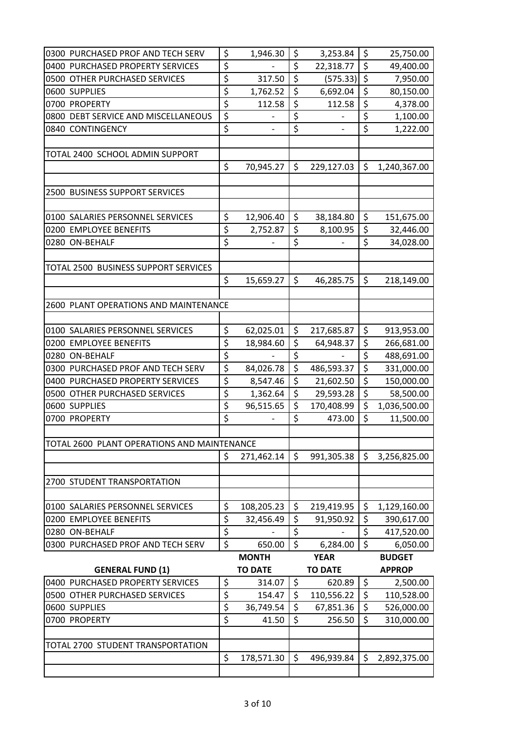| GENERAL FUND (1) | MONTH TO DATE | YEAR TO DATE | BUDGET APPROP |
|---|---|---|---|
| 0300 PURCHASED PROF AND TECH SERV | $ 1,946.30 | $ 3,253.84 | $ 25,750.00 |
| 0400 PURCHASED PROPERTY SERVICES | $ - | $ 22,318.77 | $ 49,400.00 |
| 0500 OTHER PURCHASED SERVICES | $ 317.50 | $ (575.33) | $ 7,950.00 |
| 0600 SUPPLIES | $ 1,762.52 | $ 6,692.04 | $ 80,150.00 |
| 0700 PROPERTY | $ 112.58 | $ 112.58 | $ 4,378.00 |
| 0800 DEBT SERVICE AND MISCELLANEOUS | $ - | $ - | $ 1,100.00 |
| 0840 CONTINGENCY | $ - | $ - | $ 1,222.00 |
| | | | |
| TOTAL 2400 SCHOOL ADMIN SUPPORT | | | |
| | $ 70,945.27 | $ 229,127.03 | $ 1,240,367.00 |
| | | | |
| 2500 BUSINESS SUPPORT SERVICES | | | |
| | | | |
| 0100 SALARIES PERSONNEL SERVICES | $ 12,906.40 | $ 38,184.80 | $ 151,675.00 |
| 0200 EMPLOYEE BENEFITS | $ 2,752.87 | $ 8,100.95 | $ 32,446.00 |
| 0280 ON-BEHALF | $ - | $ - | $ 34,028.00 |
| | | | |
| TOTAL 2500 BUSINESS SUPPORT SERVICES | | | |
| | $ 15,659.27 | $ 46,285.75 | $ 218,149.00 |
| | | | |
| 2600 PLANT OPERATIONS AND MAINTENANCE | | | |
| | | | |
| 0100 SALARIES PERSONNEL SERVICES | $ 62,025.01 | $ 217,685.87 | $ 913,953.00 |
| 0200 EMPLOYEE BENEFITS | $ 18,984.60 | $ 64,948.37 | $ 266,681.00 |
| 0280 ON-BEHALF | $ - | $ - | $ 488,691.00 |
| 0300 PURCHASED PROF AND TECH SERV | $ 84,026.78 | $ 486,593.37 | $ 331,000.00 |
| 0400 PURCHASED PROPERTY SERVICES | $ 8,547.46 | $ 21,602.50 | $ 150,000.00 |
| 0500 OTHER PURCHASED SERVICES | $ 1,362.64 | $ 29,593.28 | $ 58,500.00 |
| 0600 SUPPLIES | $ 96,515.65 | $ 170,408.99 | $ 1,036,500.00 |
| 0700 PROPERTY | $ - | $ 473.00 | $ 11,500.00 |
| | | | |
| TOTAL 2600 PLANT OPERATIONS AND MAINTENANCE | | | |
| | $ 271,462.14 | $ 991,305.38 | $ 3,256,825.00 |
| | | | |
| 2700 STUDENT TRANSPORTATION | | | |
| | | | |
| 0100 SALARIES PERSONNEL SERVICES | $ 108,205.23 | $ 219,419.95 | $ 1,129,160.00 |
| 0200 EMPLOYEE BENEFITS | $ 32,456.49 | $ 91,950.92 | $ 390,617.00 |
| 0280 ON-BEHALF | $ - | $ - | $ 417,520.00 |
| 0300 PURCHASED PROF AND TECH SERV | $ 650.00 | $ 6,284.00 | $ 6,050.00 |
| 0400 PURCHASED PROPERTY SERVICES | $ 314.07 | $ 620.89 | $ 2,500.00 |
| 0500 OTHER PURCHASED SERVICES | $ 154.47 | $ 110,556.22 | $ 110,528.00 |
| 0600 SUPPLIES | $ 36,749.54 | $ 67,851.36 | $ 526,000.00 |
| 0700 PROPERTY | $ 41.50 | $ 256.50 | $ 310,000.00 |
| | | | |
| TOTAL 2700 STUDENT TRANSPORTATION | | | |
| | $ 178,571.30 | $ 496,939.84 | $ 2,892,375.00 |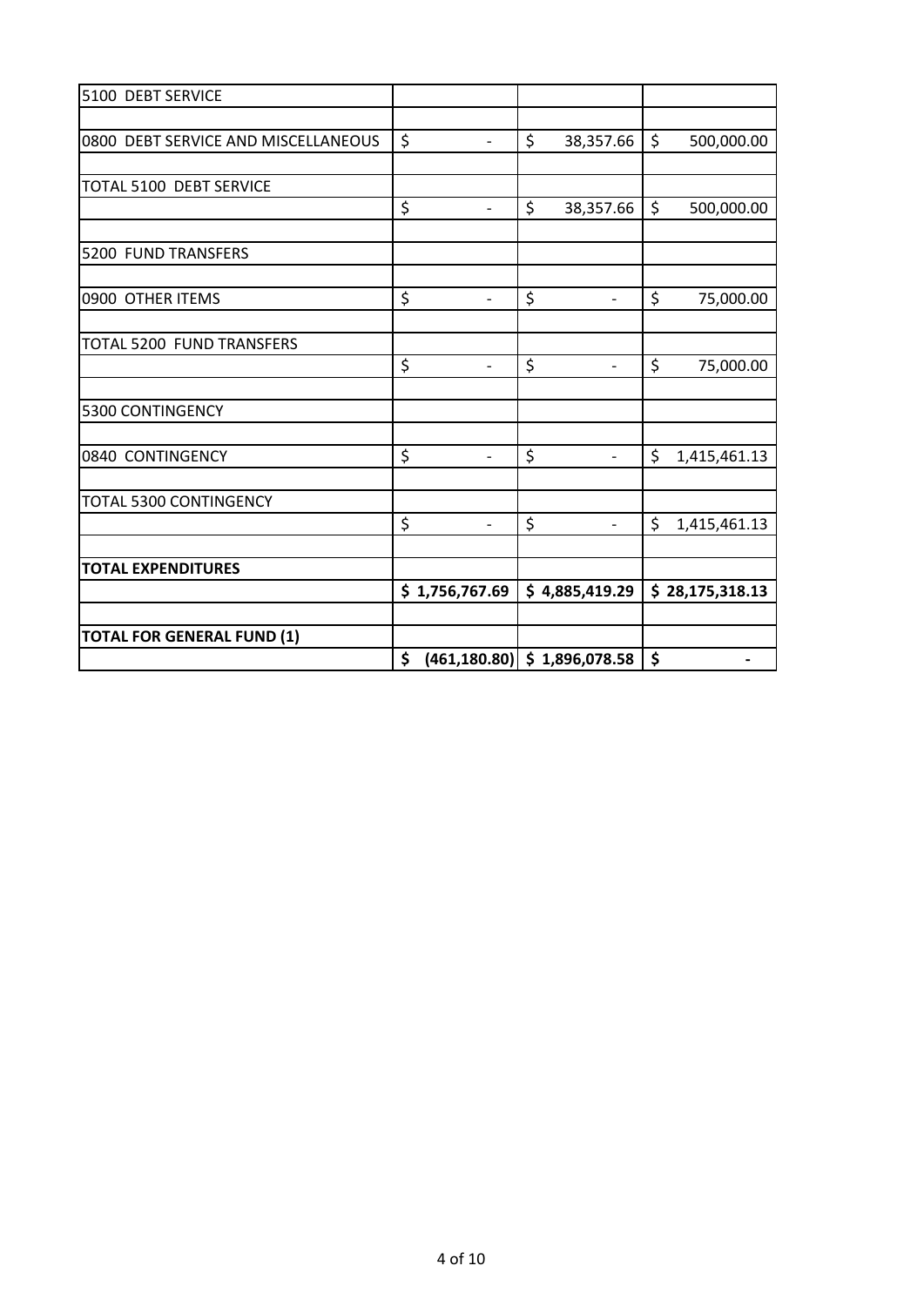| | | | |
|---|---|---|---|
| 5100 DEBT SERVICE | | | |
| | | | |
| 0800 DEBT SERVICE AND MISCELLANEOUS | $ - | $ 38,357.66 | $ 500,000.00 |
| | | | |
| TOTAL 5100 DEBT SERVICE | | | |
| | $ - | $ 38,357.66 | $ 500,000.00 |
| | | | |
| 5200 FUND TRANSFERS | | | |
| | | | |
| 0900 OTHER ITEMS | $ - | $ - | $ 75,000.00 |
| | | | |
| TOTAL 5200 FUND TRANSFERS | | | |
| | $ - | $ - | $ 75,000.00 |
| | | | |
| 5300 CONTINGENCY | | | |
| | | | |
| 0840 CONTINGENCY | $ - | $ - | $ 1,415,461.13 |
| | | | |
| TOTAL 5300 CONTINGENCY | | | |
| | $ - | $ - | $ 1,415,461.13 |
| | | | |
| **TOTAL EXPENDITURES** | | | |
| | **$ 1,756,767.69** | **$ 4,885,419.29** | **$ 28,175,318.13** |
| | | | |
| **TOTAL FOR GENERAL FUND (1)** | | | |
| | **$ (461,180.80)** | **$ 1,896,078.58** | **$ -** |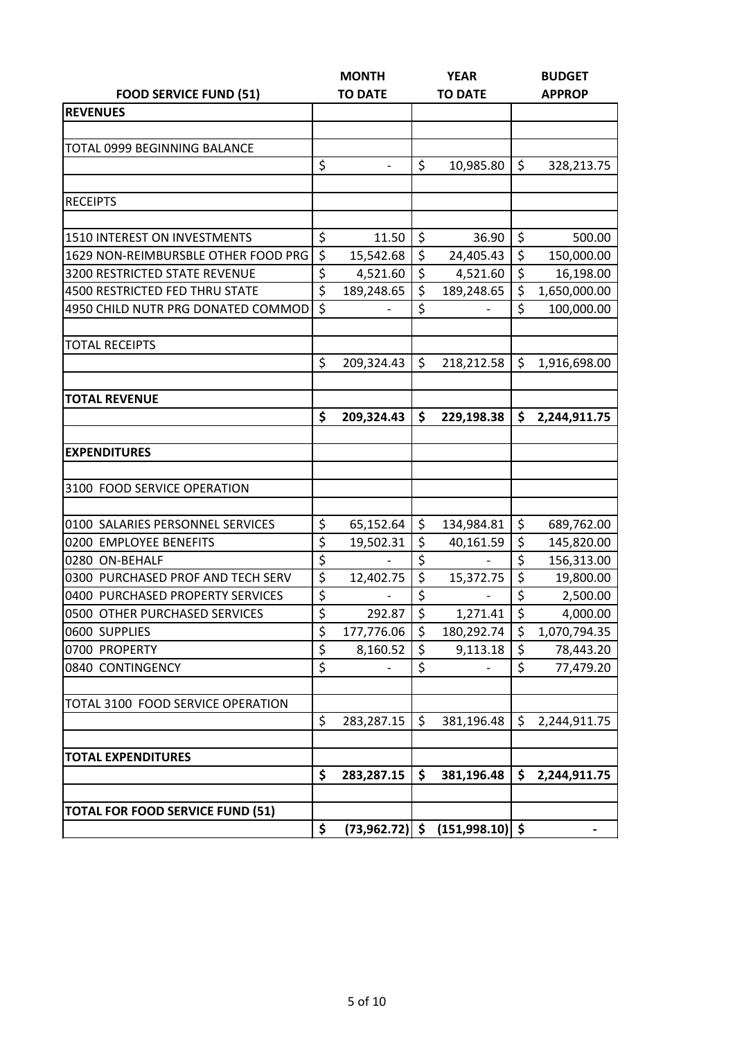| FOOD SERVICE FUND (51) | MONTH TO DATE | YEAR TO DATE | BUDGET APPROP |
|---|---|---|---|
| **REVENUES** | | | |
| | | | |
| TOTAL 0999 BEGINNING BALANCE | | | |
| | $ - | $ 10,985.80 | $ 328,213.75 |
| | | | |
| RECEIPTS | | | |
| | | | |
| 1510 INTEREST ON INVESTMENTS | $ 11.50 | $ 36.90 | $ 500.00 |
| 1629 NON-REIMBURSBLE OTHER FOOD PRG | $ 15,542.68 | $ 24,405.43 | $ 150,000.00 |
| 3200 RESTRICTED STATE REVENUE | $ 4,521.60 | $ 4,521.60 | $ 16,198.00 |
| 4500 RESTRICTED FED THRU STATE | $ 189,248.65 | $ 189,248.65 | $ 1,650,000.00 |
| 4950 CHILD NUTR PRG DONATED COMMOD | $ - | $ - | $ 100,000.00 |
| | | | |
| TOTAL RECEIPTS | | | |
| | $ 209,324.43 | $ 218,212.58 | $ 1,916,698.00 |
| | | | |
| **TOTAL REVENUE** | | | |
| | **$ 209,324.43** | **$ 229,198.38** | **$ 2,244,911.75** |
| | | | |
| **EXPENDITURES** | | | |
| | | | |
| 3100 FOOD SERVICE OPERATION | | | |
| | | | |
| 0100 SALARIES PERSONNEL SERVICES | $ 65,152.64 | $ 134,984.81 | $ 689,762.00 |
| 0200 EMPLOYEE BENEFITS | $ 19,502.31 | $ 40,161.59 | $ 145,820.00 |
| 0280 ON-BEHALF | $ - | $ - | $ 156,313.00 |
| 0300 PURCHASED PROF AND TECH SERV | $ 12,402.75 | $ 15,372.75 | $ 19,800.00 |
| 0400 PURCHASED PROPERTY SERVICES | $ - | $ - | $ 2,500.00 |
| 0500 OTHER PURCHASED SERVICES | $ 292.87 | $ 1,271.41 | $ 4,000.00 |
| 0600 SUPPLIES | $ 177,776.06 | $ 180,292.74 | $ 1,070,794.35 |
| 0700 PROPERTY | $ 8,160.52 | $ 9,113.18 | $ 78,443.20 |
| 0840 CONTINGENCY | $ - | $ - | $ 77,479.20 |
| | | | |
| TOTAL 3100 FOOD SERVICE OPERATION | | | |
| | $ 283,287.15 | $ 381,196.48 | $ 2,244,911.75 |
| | | | |
| **TOTAL EXPENDITURES** | | | |
| | **$ 283,287.15** | **$ 381,196.48** | **$ 2,244,911.75** |
| | | | |
| **TOTAL FOR FOOD SERVICE FUND (51)** | | | |
| | **$ (73,962.72)** | **$ (151,998.10)** | **$ -** |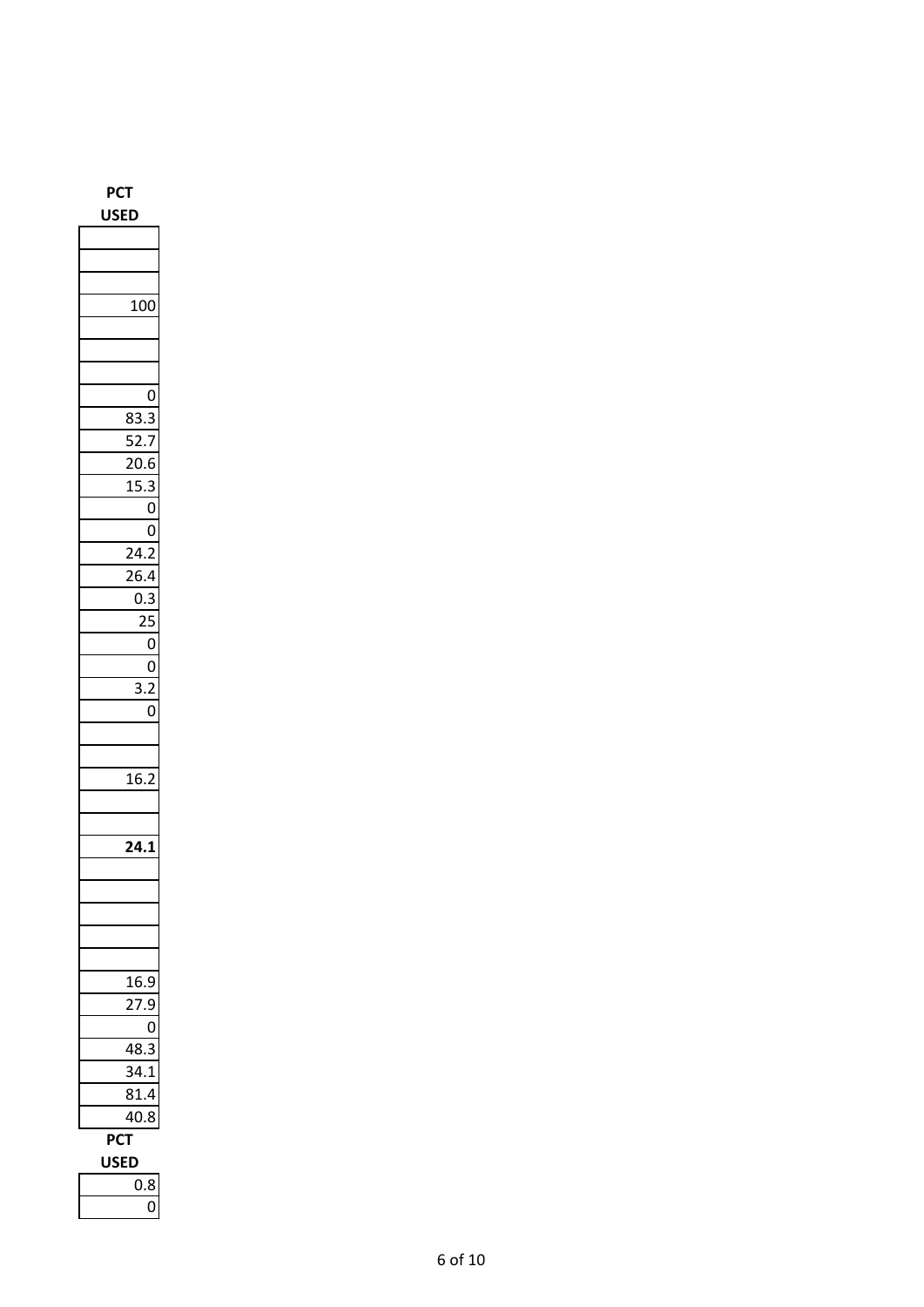| PCT USED |
|---|
| |
| |
| |
| 100 |
| |
| |
| |
| 0 |
| 83.3 |
| 52.7 |
| 20.6 |
| 15.3 |
| 0 |
| 0 |
| 24.2 |
| 26.4 |
| 0.3 |
| 25 |
| 0 |
| 0 |
| 3.2 |
| 0 |
| |
| |
| 16.2 |
| |
| |
| **24.1** |
| |
| |
| |
| |
| |
| 16.9 |
| 27.9 |
| 0 |
| 48.3 |
| 34.1 |
| 81.4 |
| 40.8 |

| PCT USED |
|---|
| 0.8 |
| 0 |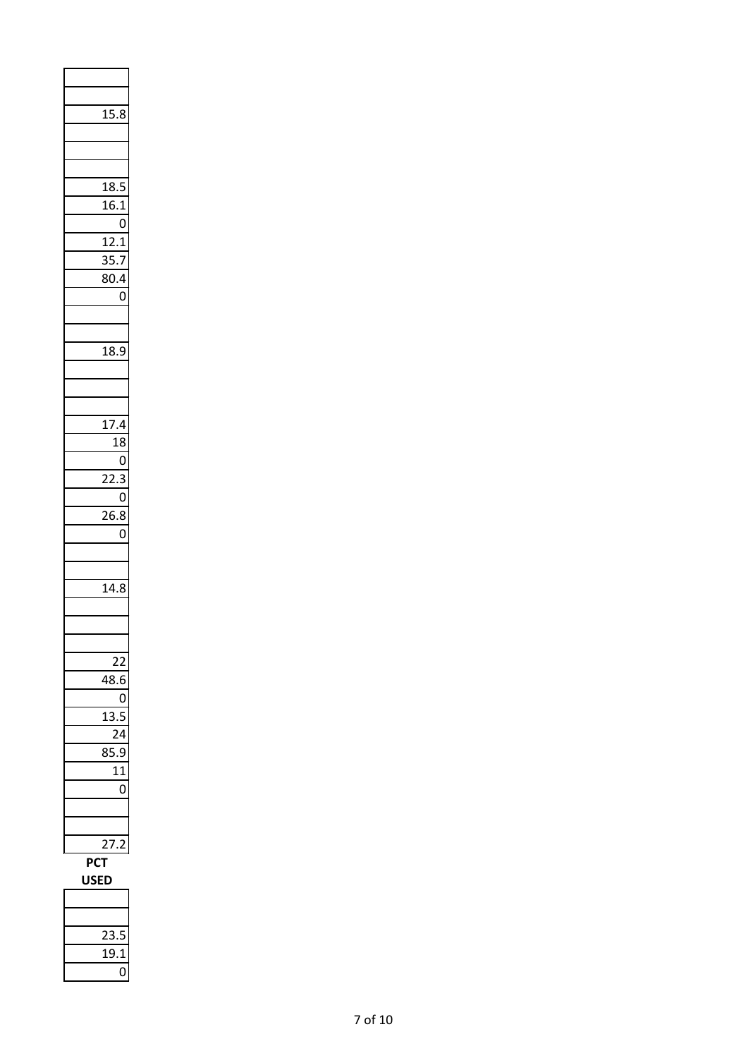| |
|---|
| |
| |
| 15.8 |
| |
| |
| |
| 18.5 |
| 16.1 |
| 0 |
| 12.1 |
| 35.7 |
| 80.4 |
| 0 |
| |
| |
| 18.9 |
| |
| |
| |
| 17.4 |
| 18 |
| 0 |
| 22.3 |
| 0 |
| 26.8 |
| 0 |
| |
| |
| 14.8 |
| |
| |
| |
| 22 |
| 48.6 |
| 0 |
| 13.5 |
| 24 |
| 85.9 |
| 11 |
| 0 |
| |
| |
| 27.2 |

| **PCT USED** |
|---|
| |
| |
| 23.5 |
| 19.1 |
| 0 |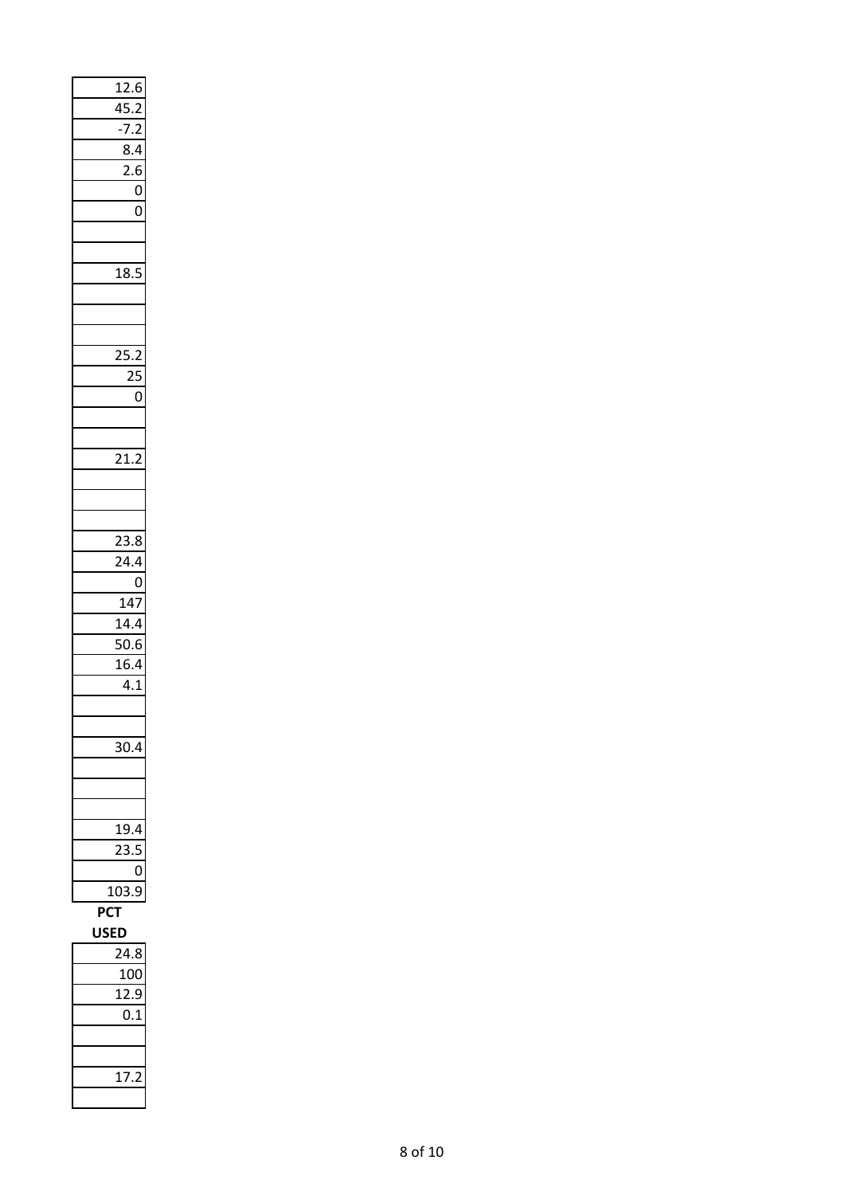| |
|---|
| 12.6 |
| 45.2 |
| -7.2 |
| 8.4 |
| 2.6 |
| 0 |
| 0 |
| |
| |
| 18.5 |
| |
| |
| |
| 25.2 |
| 25 |
| 0 |
| |
| |
| 21.2 |
| |
| |
| |
| 23.8 |
| 24.4 |
| 0 |
| 147 |
| 14.4 |
| 50.6 |
| 16.4 |
| 4.1 |
| |
| |
| 30.4 |
| |
| |
| |
| 19.4 |
| 23.5 |
| 0 |
| 103.9 |

| **PCT USED** |
|---|
| 24.8 |
| 100 |
| 12.9 |
| 0.1 |
| |
| |
| 17.2 |
| |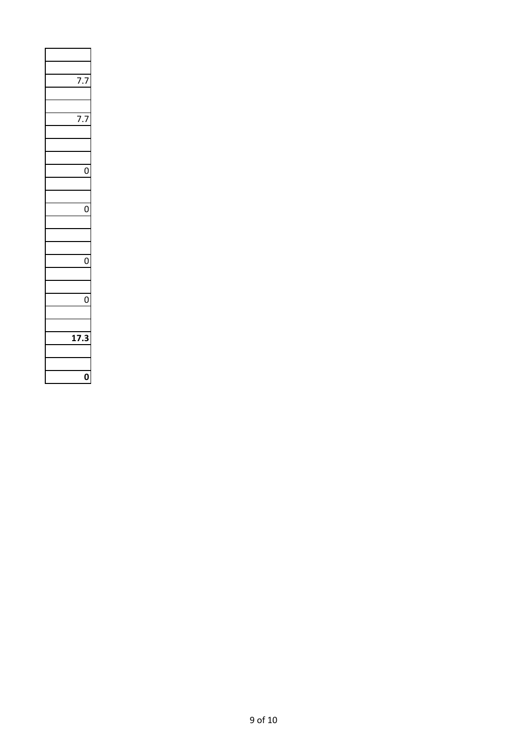| |
|---|
| |
| 7.7 |
| |
| |
| 7.7 |
| |
| |
| |
| 0 |
| |
| |
| 0 |
| |
| |
| |
| 0 |
| |
| |
| 0 |
| |
| |
| **17.3** |
| |
| |
| **0** |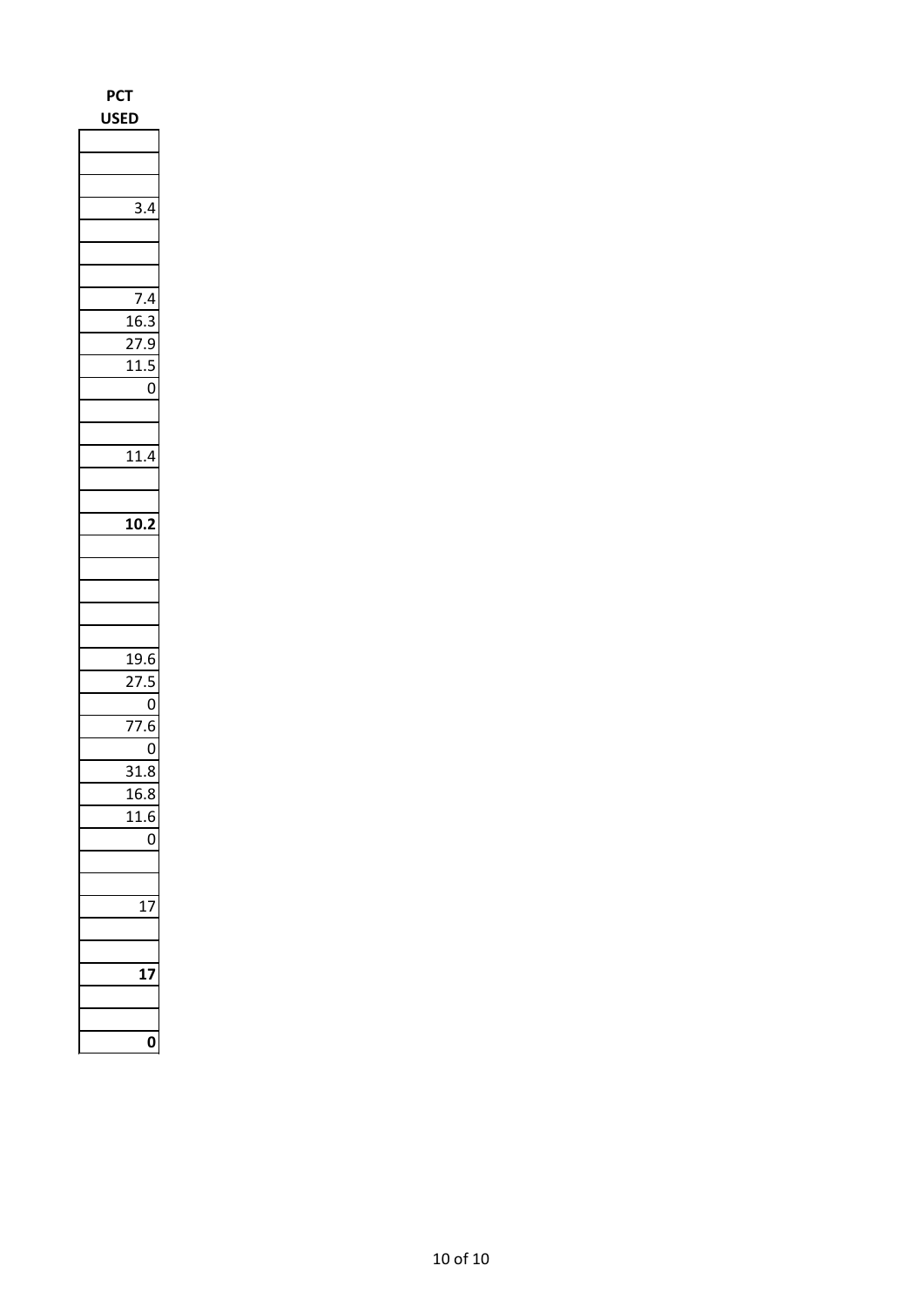| PCT USED |
|---|
| |
| |
| |
| 3.4 |
| |
| |
| |
| 7.4 |
| 16.3 |
| 27.9 |
| 11.5 |
| 0 |
| |
| |
| 11.4 |
| |
| |
| **10.2** |
| |
| |
| |
| |
| |
| 19.6 |
| 27.5 |
| 0 |
| 77.6 |
| 0 |
| 31.8 |
| 16.8 |
| 11.6 |
| 0 |
| |
| |
| 17 |
| |
| |
| **17** |
| |
| |
| **0** |